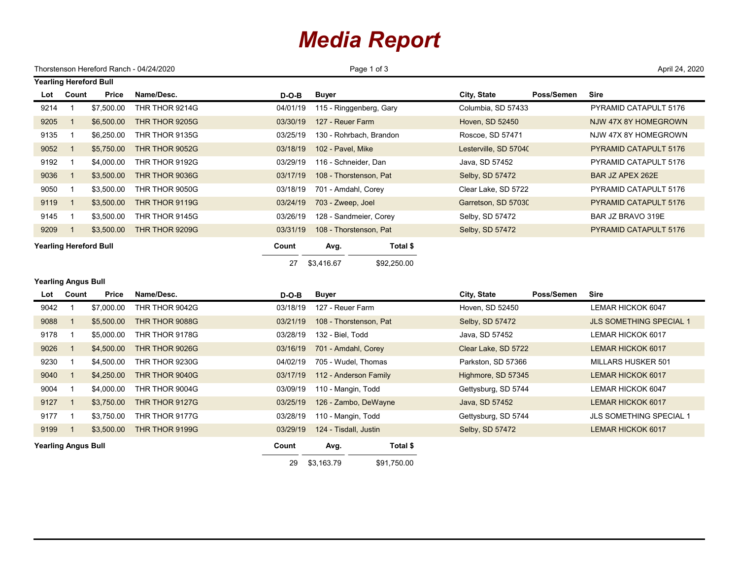# Media Report

Thorstenson Hereford Ranch - 04/24/2020

April 24, 2020

## Yearling Hereford Bull

| Lot | Count | Price | Name/Desc. | D-O-B | Buyer | City, State | Poss/Semen | Sire |
|---|---|---|---|---|---|---|---|---|
| 9214 | 1 | $7,500.00 | THR THOR 9214G | 04/01/19 | 115 - Ringgenberg, Gary | Columbia, SD 57433 | | PYRAMID CATAPULT 5176 |
| 9205 | 1 | $6,500.00 | THR THOR 9205G | 03/30/19 | 127 - Reuer Farm | Hoven, SD 52450 | | NJW 47X 8Y HOMEGROWN |
| 9135 | 1 | $6,250.00 | THR THOR 9135G | 03/25/19 | 130 - Rohrbach, Brandon | Roscoe, SD 57471 | | NJW 47X 8Y HOMEGROWN |
| 9052 | 1 | $5,750.00 | THR THOR 9052G | 03/18/19 | 102 - Pavel, Mike | Lesterville, SD 5704( | | PYRAMID CATAPULT 5176 |
| 9192 | 1 | $4,000.00 | THR THOR 9192G | 03/29/19 | 116 - Schneider, Dan | Java, SD 57452 | | PYRAMID CATAPULT 5176 |
| 9036 | 1 | $3,500.00 | THR THOR 9036G | 03/17/19 | 108 - Thorstenson, Pat | Selby, SD 57472 | | BAR JZ APEX 262E |
| 9050 | 1 | $3,500.00 | THR THOR 9050G | 03/18/19 | 701 - Amdahl, Corey | Clear Lake, SD 5722 | | PYRAMID CATAPULT 5176 |
| 9119 | 1 | $3,500.00 | THR THOR 9119G | 03/24/19 | 703 - Zweep, Joel | Garretson, SD 5703( | | PYRAMID CATAPULT 5176 |
| 9145 | 1 | $3,500.00 | THR THOR 9145G | 03/26/19 | 128 - Sandmeier, Corey | Selby, SD 57472 | | BAR JZ BRAVO 319E |
| 9209 | 1 | $3,500.00 | THR THOR 9209G | 03/31/19 | 108 - Thorstenson, Pat | Selby, SD 57472 | | PYRAMID CATAPULT 5176 |

**Yearling Hereford Bull**

| Count | Avg. | Total $ |
|---|---|---|
| 27 | $3,416.67 | $92,250.00 |

## Yearling Angus Bull

| Lot | Count | Price | Name/Desc. | D-O-B | Buyer | City, State | Poss/Semen | Sire |
|---|---|---|---|---|---|---|---|---|
| 9042 | 1 | $7,000.00 | THR THOR 9042G | 03/18/19 | 127 - Reuer Farm | Hoven, SD 52450 | | LEMAR HICKOK 6047 |
| 9088 | 1 | $5,500.00 | THR THOR 9088G | 03/21/19 | 108 - Thorstenson, Pat | Selby, SD 57472 | | JLS SOMETHING SPECIAL 1 |
| 9178 | 1 | $5,000.00 | THR THOR 9178G | 03/28/19 | 132 - Biel, Todd | Java, SD 57452 | | LEMAR HICKOK 6017 |
| 9026 | 1 | $4,500.00 | THR THOR 9026G | 03/16/19 | 701 - Amdahl, Corey | Clear Lake, SD 5722 | | LEMAR HICKOK 6017 |
| 9230 | 1 | $4,500.00 | THR THOR 9230G | 04/02/19 | 705 - Wudel, Thomas | Parkston, SD 57366 | | MILLARS HUSKER 501 |
| 9040 | 1 | $4,250.00 | THR THOR 9040G | 03/17/19 | 112 - Anderson Family | Highmore, SD 57345 | | LEMAR HICKOK 6017 |
| 9004 | 1 | $4,000.00 | THR THOR 9004G | 03/09/19 | 110 - Mangin, Todd | Gettysburg, SD 5744 | | LEMAR HICKOK 6047 |
| 9127 | 1 | $3,750.00 | THR THOR 9127G | 03/25/19 | 126 - Zambo, DeWayne | Java, SD 57452 | | LEMAR HICKOK 6017 |
| 9177 | 1 | $3,750.00 | THR THOR 9177G | 03/28/19 | 110 - Mangin, Todd | Gettysburg, SD 5744 | | JLS SOMETHING SPECIAL 1 |
| 9199 | 1 | $3,500.00 | THR THOR 9199G | 03/29/19 | 124 - Tisdall, Justin | Selby, SD 57472 | | LEMAR HICKOK 6017 |

**Yearling Angus Bull**

| Count | Avg. | Total $ |
|---|---|---|
| 29 | $3,163.79 | $91,750.00 |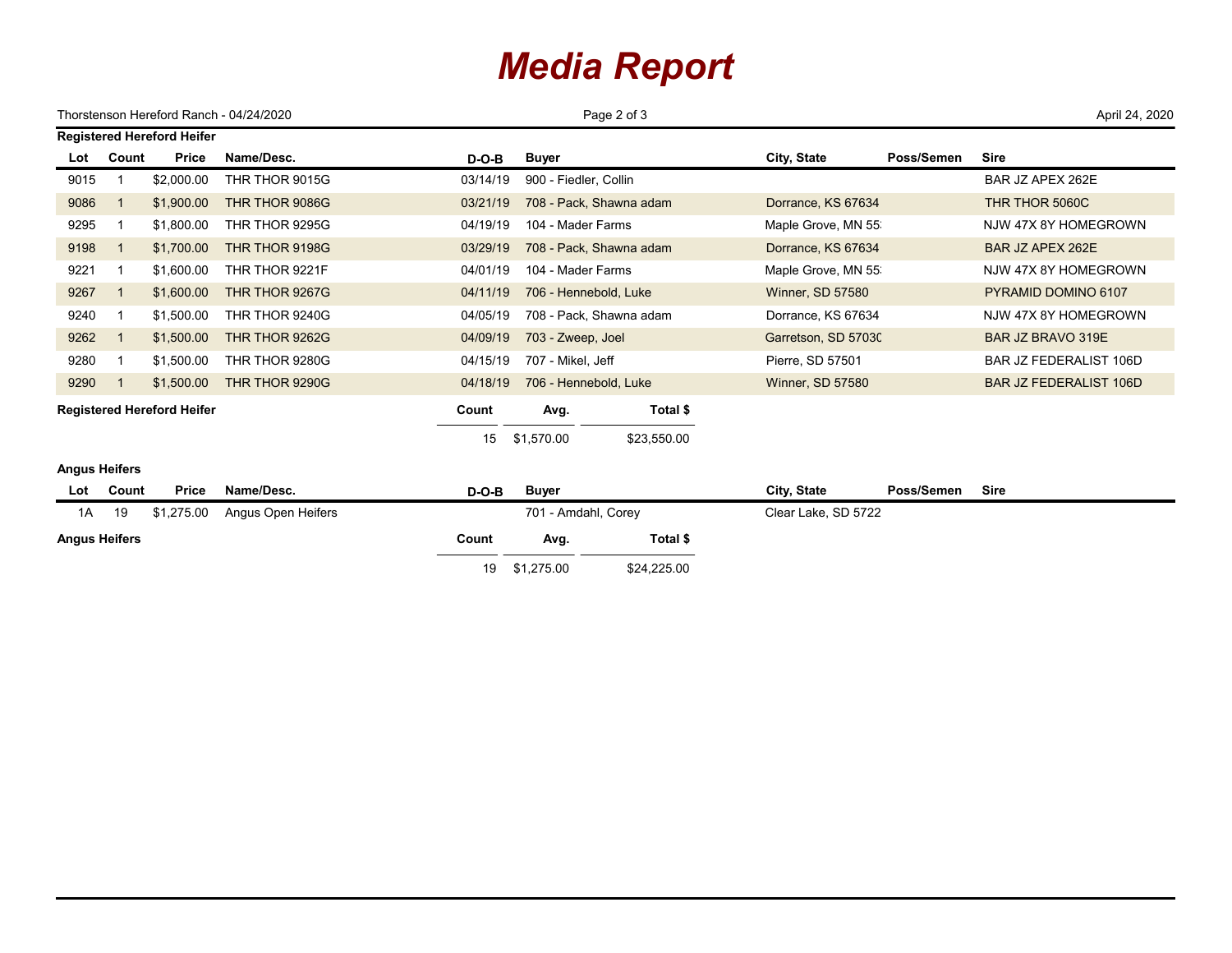# *Media Report*

Thorstenson Hereford Ranch - 04/24/2020

April 24, 2020

**Registered Hereford Heifer**

| Lot | Count | Price | Name/Desc. | D-O-B | Buyer | City, State | Poss/Semen | Sire |
|---|---|---|---|---|---|---|---|---|
| 9015 | 1 | $2,000.00 | THR THOR 9015G | 03/14/19 | 900 - Fiedler, Collin | | | BAR JZ APEX 262E |
| 9086 | 1 | $1,900.00 | THR THOR 9086G | 03/21/19 | 708 - Pack, Shawna adam | Dorrance, KS 67634 | | THR THOR 5060C |
| 9295 | 1 | $1,800.00 | THR THOR 9295G | 04/19/19 | 104 - Mader Farms | Maple Grove, MN 55 | | NJW 47X 8Y HOMEGROWN |
| 9198 | 1 | $1,700.00 | THR THOR 9198G | 03/29/19 | 708 - Pack, Shawna adam | Dorrance, KS 67634 | | BAR JZ APEX 262E |
| 9221 | 1 | $1,600.00 | THR THOR 9221F | 04/01/19 | 104 - Mader Farms | Maple Grove, MN 55 | | NJW 47X 8Y HOMEGROWN |
| 9267 | 1 | $1,600.00 | THR THOR 9267G | 04/11/19 | 706 - Hennebold, Luke | Winner, SD 57580 | | PYRAMID DOMINO 6107 |
| 9240 | 1 | $1,500.00 | THR THOR 9240G | 04/05/19 | 708 - Pack, Shawna adam | Dorrance, KS 67634 | | NJW 47X 8Y HOMEGROWN |
| 9262 | 1 | $1,500.00 | THR THOR 9262G | 04/09/19 | 703 - Zweep, Joel | Garretson, SD 57030 | | BAR JZ BRAVO 319E |
| 9280 | 1 | $1,500.00 | THR THOR 9280G | 04/15/19 | 707 - Mikel, Jeff | Pierre, SD 57501 | | BAR JZ FEDERALIST 106D |
| 9290 | 1 | $1,500.00 | THR THOR 9290G | 04/18/19 | 706 - Hennebold, Luke | Winner, SD 57580 | | BAR JZ FEDERALIST 106D |

**Registered Hereford Heifer**

| Count | Avg. | Total $ |
|---|---|---|
| 15 | $1,570.00 | $23,550.00 |

**Angus Heifers**

| Lot | Count | Price | Name/Desc. | D-O-B | Buyer | City, State | Poss/Semen | Sire |
|---|---|---|---|---|---|---|---|---|
| 1A | 19 | $1,275.00 | Angus Open Heifers | | 701 - Amdahl, Corey | Clear Lake, SD 5722 | | |

**Angus Heifers**

| Count | Avg. | Total $ |
|---|---|---|
| 19 | $1,275.00 | $24,225.00 |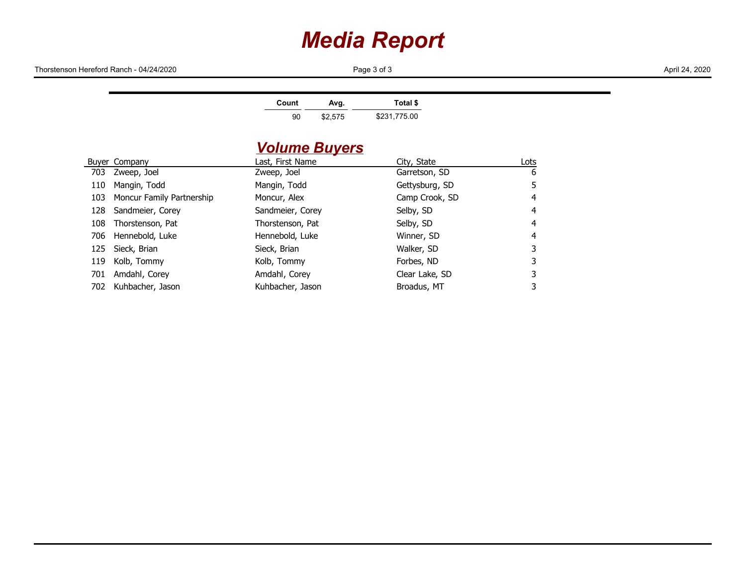# Media Report

| Count | Avg. | Total $ |
|---|---|---|
| 90 | $2,575 | $231,775.00 |

## *Volume Buyers*

| Buyer | Company | Last, First Name | City, State | Lots |
|---|---|---|---|---|
| 703 | Zweep, Joel | Zweep, Joel | Garretson, SD | 6 |
| 110 | Mangin, Todd | Mangin, Todd | Gettysburg, SD | 5 |
| 103 | Moncur Family Partnership | Moncur, Alex | Camp Crook, SD | 4 |
| 128 | Sandmeier, Corey | Sandmeier, Corey | Selby, SD | 4 |
| 108 | Thorstenson, Pat | Thorstenson, Pat | Selby, SD | 4 |
| 706 | Hennebold, Luke | Hennebold, Luke | Winner, SD | 4 |
| 125 | Sieck, Brian | Sieck, Brian | Walker, SD | 3 |
| 119 | Kolb, Tommy | Kolb, Tommy | Forbes, ND | 3 |
| 701 | Amdahl, Corey | Amdahl, Corey | Clear Lake, SD | 3 |
| 702 | Kuhbacher, Jason | Kuhbacher, Jason | Broadus, MT | 3 |